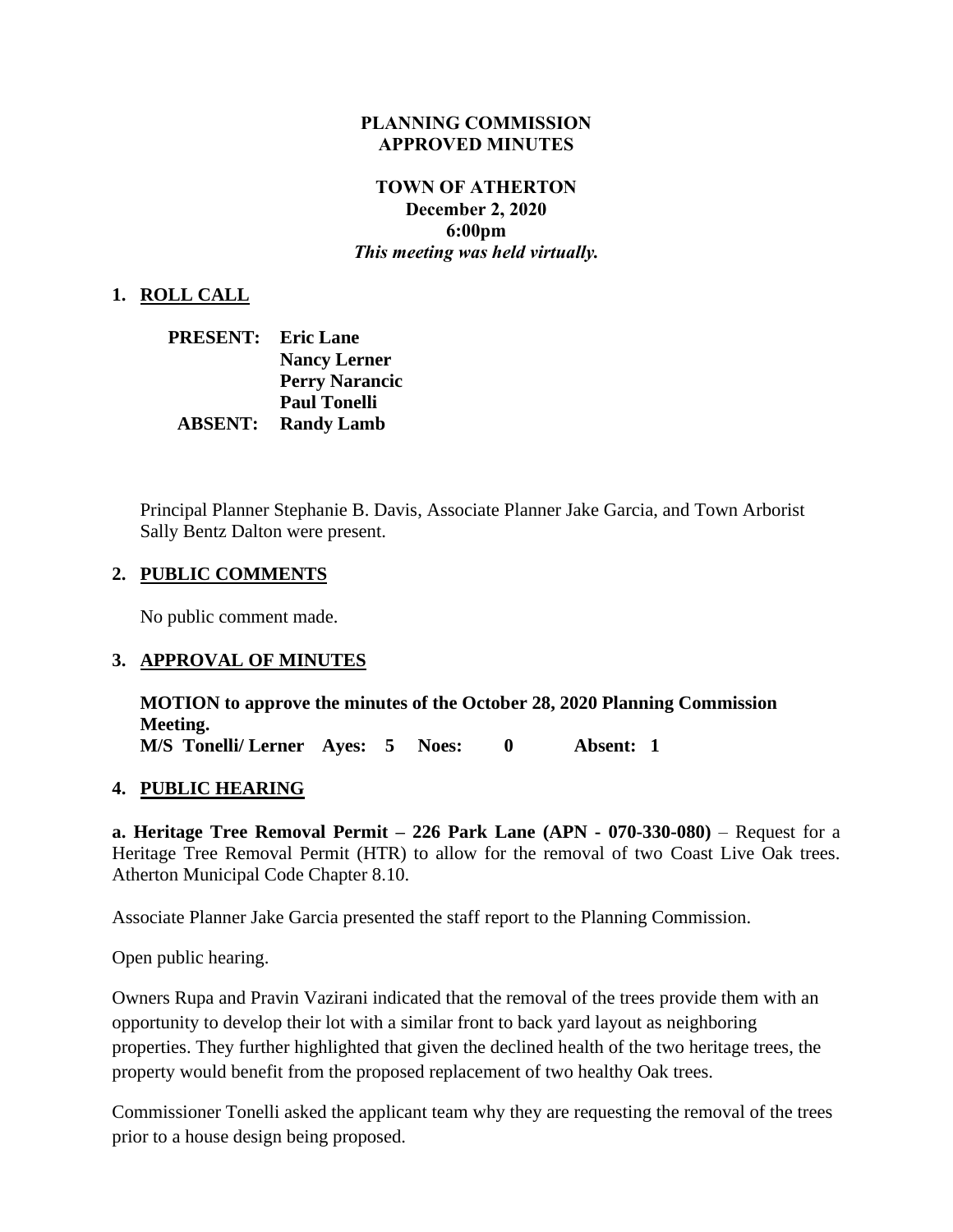**PLANNING COMMISSION**
**APPROVED MINUTES**

**TOWN OF ATHERTON**
**December 2, 2020**
**6:00pm**
***This meeting was held virtually.***

## 1. ROLL CALL

**PRESENT: Eric Lane**
**Nancy Lerner**
**Perry Narancic**
**Paul Tonelli**
**ABSENT: Randy Lamb**

Principal Planner Stephanie B. Davis, Associate Planner Jake Garcia, and Town Arborist Sally Bentz Dalton were present.

## 2. PUBLIC COMMENTS

No public comment made.

## 3. APPROVAL OF MINUTES

**MOTION to approve the minutes of the October 28, 2020 Planning Commission Meeting.**
**M/S Tonelli/ Lerner Ayes: 5 Noes: 0 Absent: 1**

## 4. PUBLIC HEARING

**a. Heritage Tree Removal Permit – 226 Park Lane (APN - 070-330-080)** – Request for a Heritage Tree Removal Permit (HTR) to allow for the removal of two Coast Live Oak trees. Atherton Municipal Code Chapter 8.10.

Associate Planner Jake Garcia presented the staff report to the Planning Commission.

Open public hearing.

Owners Rupa and Pravin Vazirani indicated that the removal of the trees provide them with an opportunity to develop their lot with a similar front to back yard layout as neighboring properties. They further highlighted that given the declined health of the two heritage trees, the property would benefit from the proposed replacement of two healthy Oak trees.

Commissioner Tonelli asked the applicant team why they are requesting the removal of the trees prior to a house design being proposed.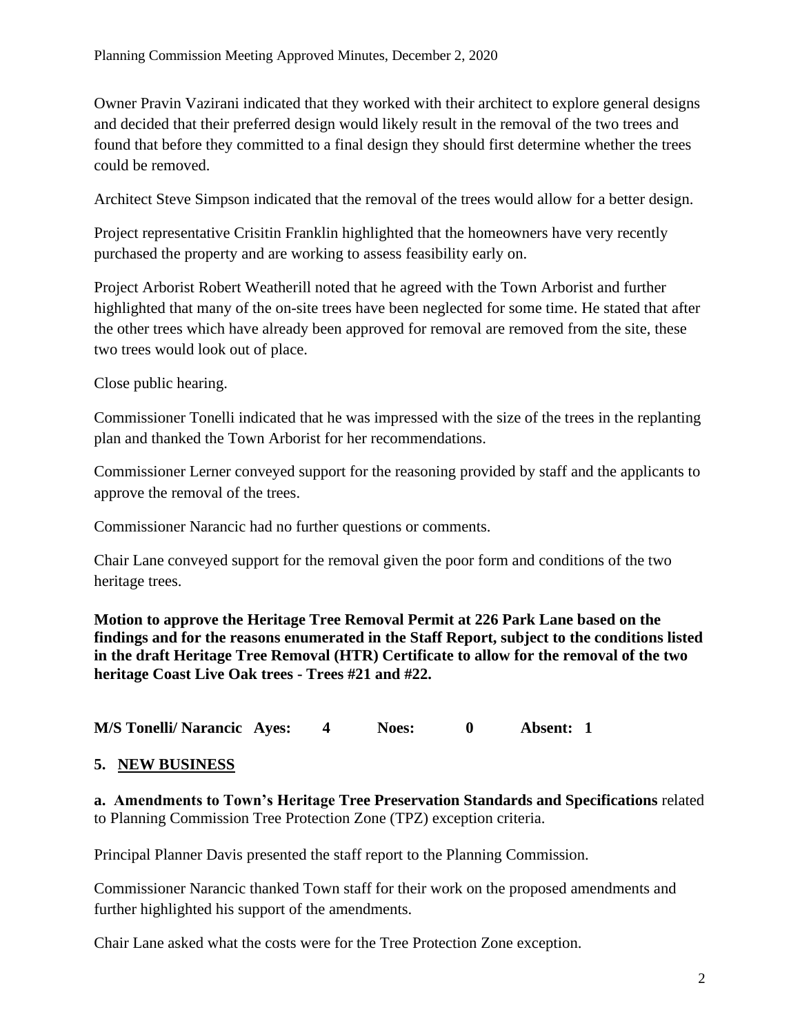Owner Pravin Vazirani indicated that they worked with their architect to explore general designs and decided that their preferred design would likely result in the removal of the two trees and found that before they committed to a final design they should first determine whether the trees could be removed.

Architect Steve Simpson indicated that the removal of the trees would allow for a better design.

Project representative Crisitin Franklin highlighted that the homeowners have very recently purchased the property and are working to assess feasibility early on.

Project Arborist Robert Weatherill noted that he agreed with the Town Arborist and further highlighted that many of the on-site trees have been neglected for some time. He stated that after the other trees which have already been approved for removal are removed from the site, these two trees would look out of place.

Close public hearing.

Commissioner Tonelli indicated that he was impressed with the size of the trees in the replanting plan and thanked the Town Arborist for her recommendations.

Commissioner Lerner conveyed support for the reasoning provided by staff and the applicants to approve the removal of the trees.

Commissioner Narancic had no further questions or comments.

Chair Lane conveyed support for the removal given the poor form and conditions of the two heritage trees.

**Motion to approve the Heritage Tree Removal Permit at 226 Park Lane based on the findings and for the reasons enumerated in the Staff Report, subject to the conditions listed in the draft Heritage Tree Removal (HTR) Certificate to allow for the removal of the two heritage Coast Live Oak trees - Trees #21 and #22.**

**M/S Tonelli/ Narancic Ayes: 4 Noes: 0 Absent: 1**

## 5. NEW BUSINESS

**a. Amendments to Town's Heritage Tree Preservation Standards and Specifications** related to Planning Commission Tree Protection Zone (TPZ) exception criteria.

Principal Planner Davis presented the staff report to the Planning Commission.

Commissioner Narancic thanked Town staff for their work on the proposed amendments and further highlighted his support of the amendments.

Chair Lane asked what the costs were for the Tree Protection Zone exception.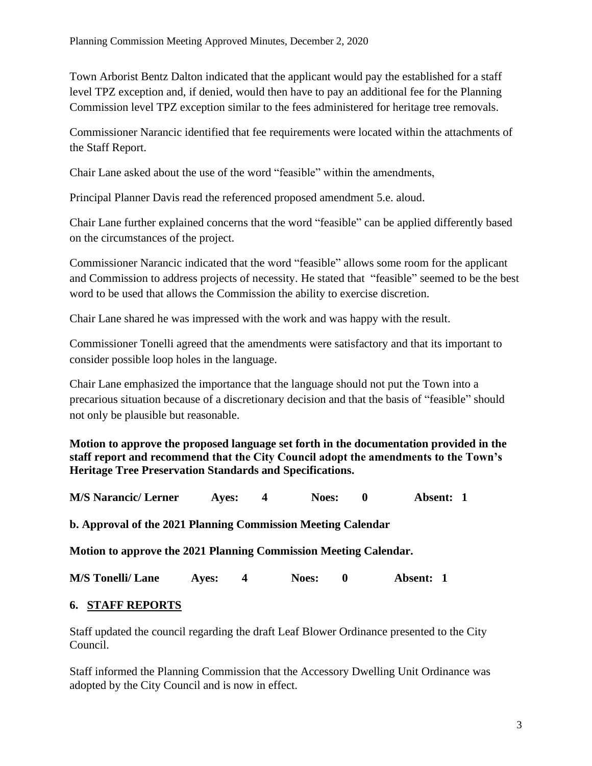Town Arborist Bentz Dalton indicated that the applicant would pay the established for a staff level TPZ exception and, if denied, would then have to pay an additional fee for the Planning Commission level TPZ exception similar to the fees administered for heritage tree removals.

Commissioner Narancic identified that fee requirements were located within the attachments of the Staff Report.

Chair Lane asked about the use of the word "feasible" within the amendments,

Principal Planner Davis read the referenced proposed amendment 5.e. aloud.

Chair Lane further explained concerns that the word "feasible" can be applied differently based on the circumstances of the project.

Commissioner Narancic indicated that the word "feasible" allows some room for the applicant and Commission to address projects of necessity. He stated that "feasible" seemed to be the best word to be used that allows the Commission the ability to exercise discretion.

Chair Lane shared he was impressed with the work and was happy with the result.

Commissioner Tonelli agreed that the amendments were satisfactory and that its important to consider possible loop holes in the language.

Chair Lane emphasized the importance that the language should not put the Town into a precarious situation because of a discretionary decision and that the basis of "feasible" should not only be plausible but reasonable.

**Motion to approve the proposed language set forth in the documentation provided in the staff report and recommend that the City Council adopt the amendments to the Town's Heritage Tree Preservation Standards and Specifications.**

**M/S Narancic/ Lerner Ayes: 4 Noes: 0 Absent: 1**

**b. Approval of the 2021 Planning Commission Meeting Calendar**

**Motion to approve the 2021 Planning Commission Meeting Calendar.**

**M/S Tonelli/ Lane Ayes: 4 Noes: 0 Absent: 1**

## 6. STAFF REPORTS

Staff updated the council regarding the draft Leaf Blower Ordinance presented to the City Council.

Staff informed the Planning Commission that the Accessory Dwelling Unit Ordinance was adopted by the City Council and is now in effect.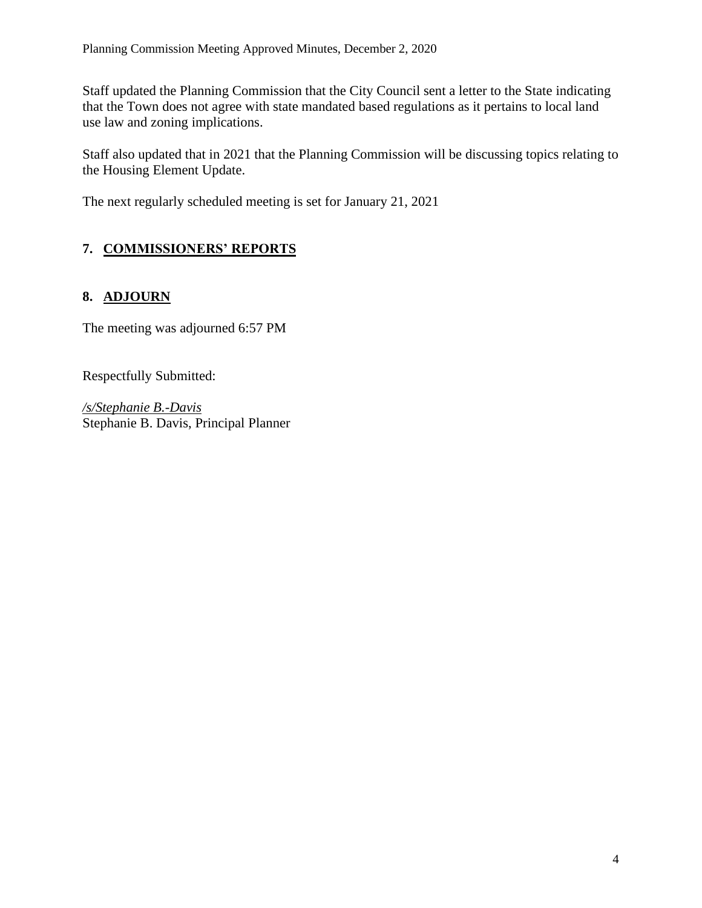Staff updated the Planning Commission that the City Council sent a letter to the State indicating that the Town does not agree with state mandated based regulations as it pertains to local land use law and zoning implications.

Staff also updated that in 2021 that the Planning Commission will be discussing topics relating to the Housing Element Update.

The next regularly scheduled meeting is set for January 21, 2021

## 7. COMMISSIONERS' REPORTS

## 8. ADJOURN

The meeting was adjourned 6:57 PM

Respectfully Submitted:

*/s/Stephanie B.-Davis*
Stephanie B. Davis, Principal Planner